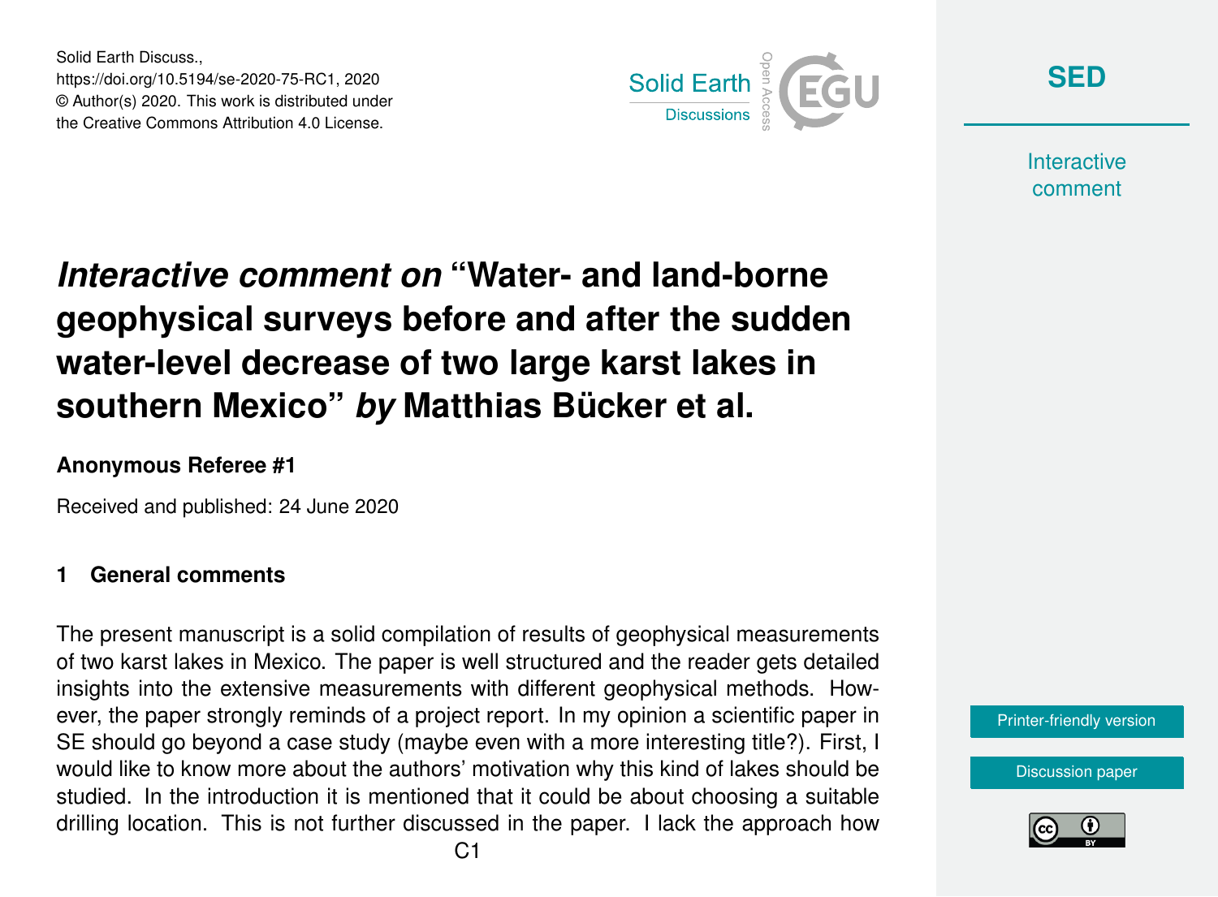Solid Earth Discuss.,
https://doi.org/10.5194/se-2020-75-RC1, 2020
© Author(s) 2020. This work is distributed under
the Creative Commons Attribution 4.0 License.

# *Interactive comment on* "Water- and land-borne geophysical surveys before and after the sudden water-level decrease of two large karst lakes in southern Mexico" *by* Matthias Bücker et al.

**Anonymous Referee #1**

Received and published: 24 June 2020

## 1 General comments

The present manuscript is a solid compilation of results of geophysical measurements of two karst lakes in Mexico. The paper is well structured and the reader gets detailed insights into the extensive measurements with different geophysical methods. However, the paper strongly reminds of a project report. In my opinion a scientific paper in SE should go beyond a case study (maybe even with a more interesting title?). First, I would like to know more about the authors' motivation why this kind of lakes should be studied. In the introduction it is mentioned that it could be about choosing a suitable drilling location. This is not further discussed in the paper. I lack the approach how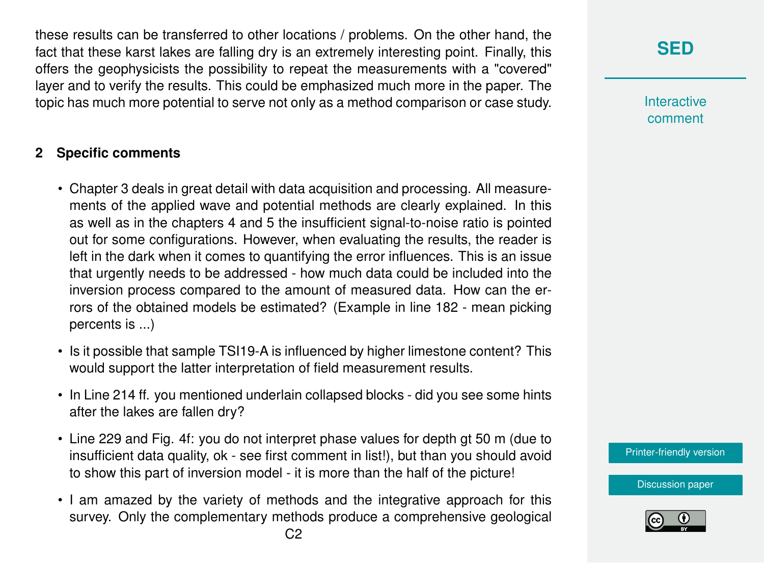these results can be transferred to other locations / problems. On the other hand, the fact that these karst lakes are falling dry is an extremely interesting point. Finally, this offers the geophysicists the possibility to repeat the measurements with a "covered" layer and to verify the results. This could be emphasized much more in the paper. The topic has much more potential to serve not only as a method comparison or case study.

## 2 Specific comments

- Chapter 3 deals in great detail with data acquisition and processing. All measurements of the applied wave and potential methods are clearly explained. In this as well as in the chapters 4 and 5 the insufficient signal-to-noise ratio is pointed out for some configurations. However, when evaluating the results, the reader is left in the dark when it comes to quantifying the error influences. This is an issue that urgently needs to be addressed - how much data could be included into the inversion process compared to the amount of measured data. How can the errors of the obtained models be estimated? (Example in line 182 - mean picking percents is ...)
- Is it possible that sample TSI19-A is influenced by higher limestone content? This would support the latter interpretation of field measurement results.
- In Line 214 ff. you mentioned underlain collapsed blocks - did you see some hints after the lakes are fallen dry?
- Line 229 and Fig. 4f: you do not interpret phase values for depth gt 50 m (due to insufficient data quality, ok - see first comment in list!), but than you should avoid to show this part of inversion model - it is more than the half of the picture!
- I am amazed by the variety of methods and the integrative approach for this survey. Only the complementary methods produce a comprehensive geological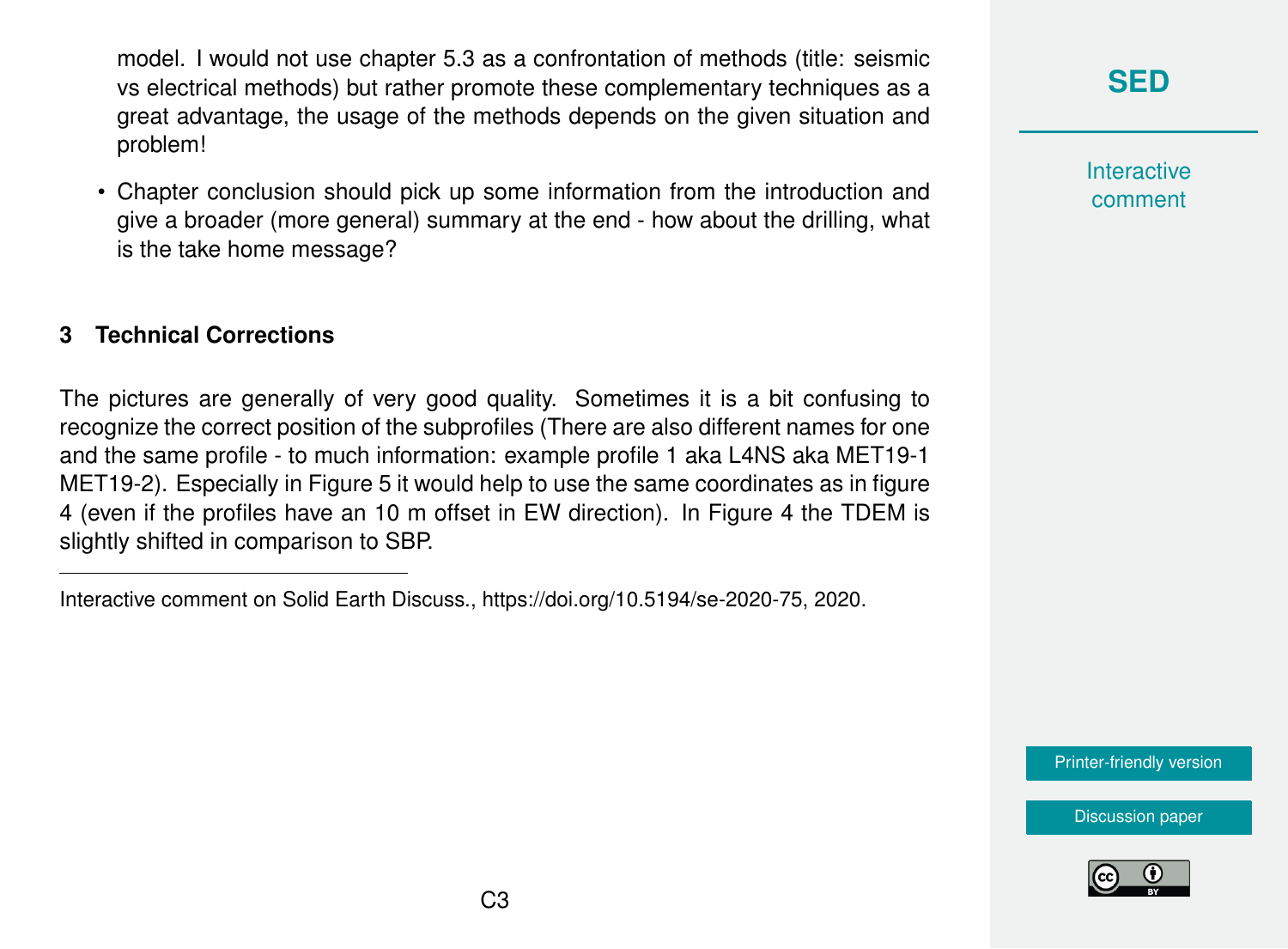model. I would not use chapter 5.3 as a confrontation of methods (title: seismic vs electrical methods) but rather promote these complementary techniques as a great advantage, the usage of the methods depends on the given situation and problem!

- Chapter conclusion should pick up some information from the introduction and give a broader (more general) summary at the end - how about the drilling, what is the take home message?

## 3 Technical Corrections

The pictures are generally of very good quality. Sometimes it is a bit confusing to recognize the correct position of the subprofiles (There are also different names for one and the same profile - to much information: example profile 1 aka L4NS aka MET19-1 MET19-2). Especially in Figure 5 it would help to use the same coordinates as in figure 4 (even if the profiles have an 10 m offset in EW direction). In Figure 4 the TDEM is slightly shifted in comparison to SBP.

---

Interactive comment on Solid Earth Discuss., https://doi.org/10.5194/se-2020-75, 2020.